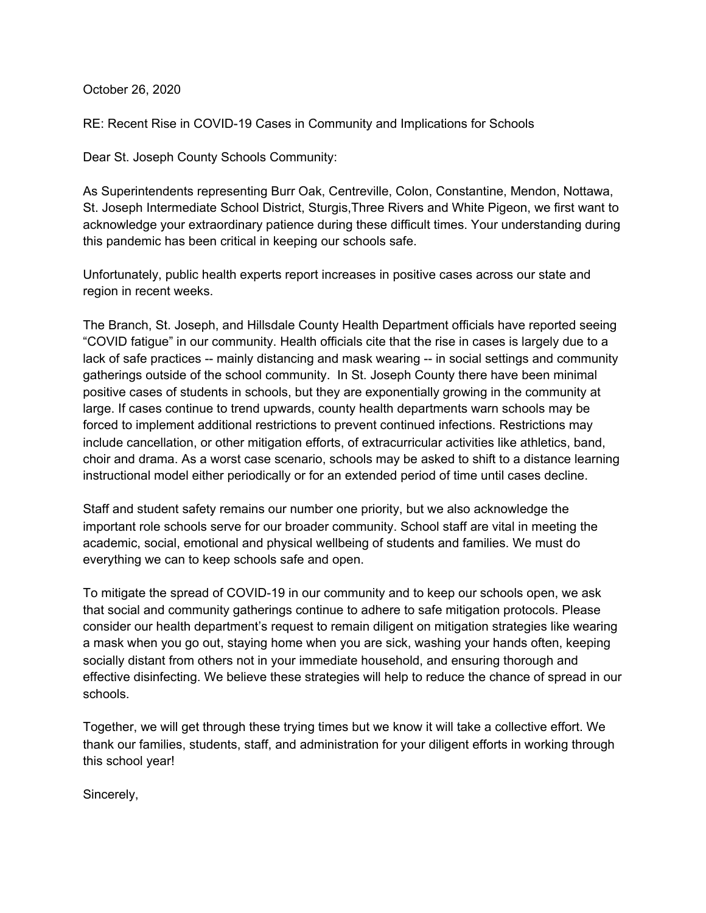October 26, 2020

RE: Recent Rise in COVID-19 Cases in Community and Implications for Schools

Dear St. Joseph County Schools Community:

As Superintendents representing Burr Oak, Centreville, Colon, Constantine, Mendon, Nottawa, St. Joseph Intermediate School District, Sturgis,Three Rivers and White Pigeon, we first want to acknowledge your extraordinary patience during these difficult times. Your understanding during this pandemic has been critical in keeping our schools safe.

Unfortunately, public health experts report increases in positive cases across our state and region in recent weeks.

The Branch, St. Joseph, and Hillsdale County Health Department officials have reported seeing "COVID fatigue" in our community. Health officials cite that the rise in cases is largely due to a lack of safe practices -- mainly distancing and mask wearing -- in social settings and community gatherings outside of the school community. In St. Joseph County there have been minimal positive cases of students in schools, but they are exponentially growing in the community at large. If cases continue to trend upwards, county health departments warn schools may be forced to implement additional restrictions to prevent continued infections. Restrictions may include cancellation, or other mitigation efforts, of extracurricular activities like athletics, band, choir and drama. As a worst case scenario, schools may be asked to shift to a distance learning instructional model either periodically or for an extended period of time until cases decline.

Staff and student safety remains our number one priority, but we also acknowledge the important role schools serve for our broader community. School staff are vital in meeting the academic, social, emotional and physical wellbeing of students and families. We must do everything we can to keep schools safe and open.

To mitigate the spread of COVID-19 in our community and to keep our schools open, we ask that social and community gatherings continue to adhere to safe mitigation protocols. Please consider our health department's request to remain diligent on mitigation strategies like wearing a mask when you go out, staying home when you are sick, washing your hands often, keeping socially distant from others not in your immediate household, and ensuring thorough and effective disinfecting. We believe these strategies will help to reduce the chance of spread in our schools.

Together, we will get through these trying times but we know it will take a collective effort. We thank our families, students, staff, and administration for your diligent efforts in working through this school year!

Sincerely,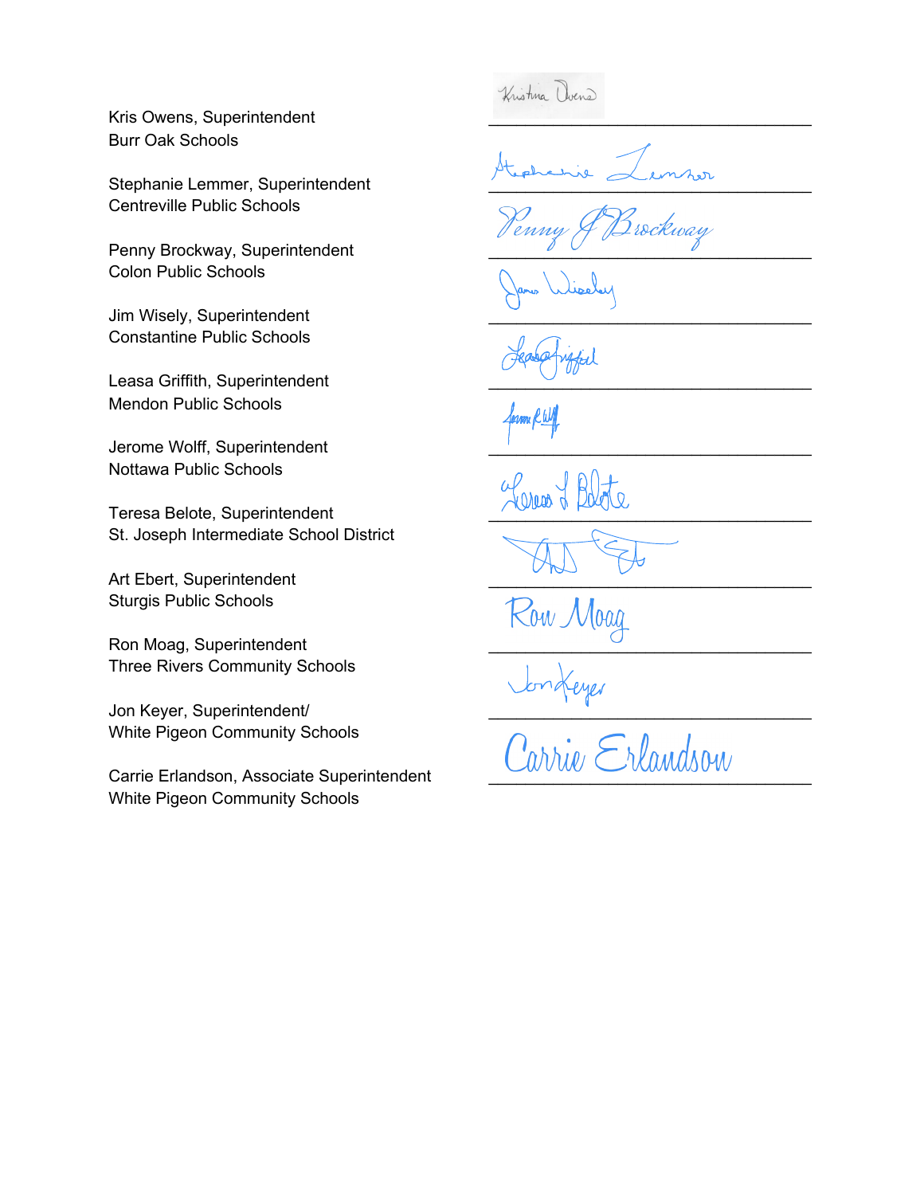Kris Owens, Superintendent
Burr Oak Schools

Stephanie Lemmer, Superintendent
Centreville Public Schools

Penny Brockway, Superintendent
Colon Public Schools

Jim Wisely, Superintendent
Constantine Public Schools

Leasa Griffith, Superintendent
Mendon Public Schools

Jerome Wolff, Superintendent
Nottawa Public Schools

Teresa Belote, Superintendent
St. Joseph Intermediate School District

Art Ebert, Superintendent
Sturgis Public Schools

Ron Moag, Superintendent
Three Rivers Community Schools

Jon Keyer, Superintendent/
White Pigeon Community Schools

Carrie Erlandson, Associate Superintendent
White Pigeon Community Schools